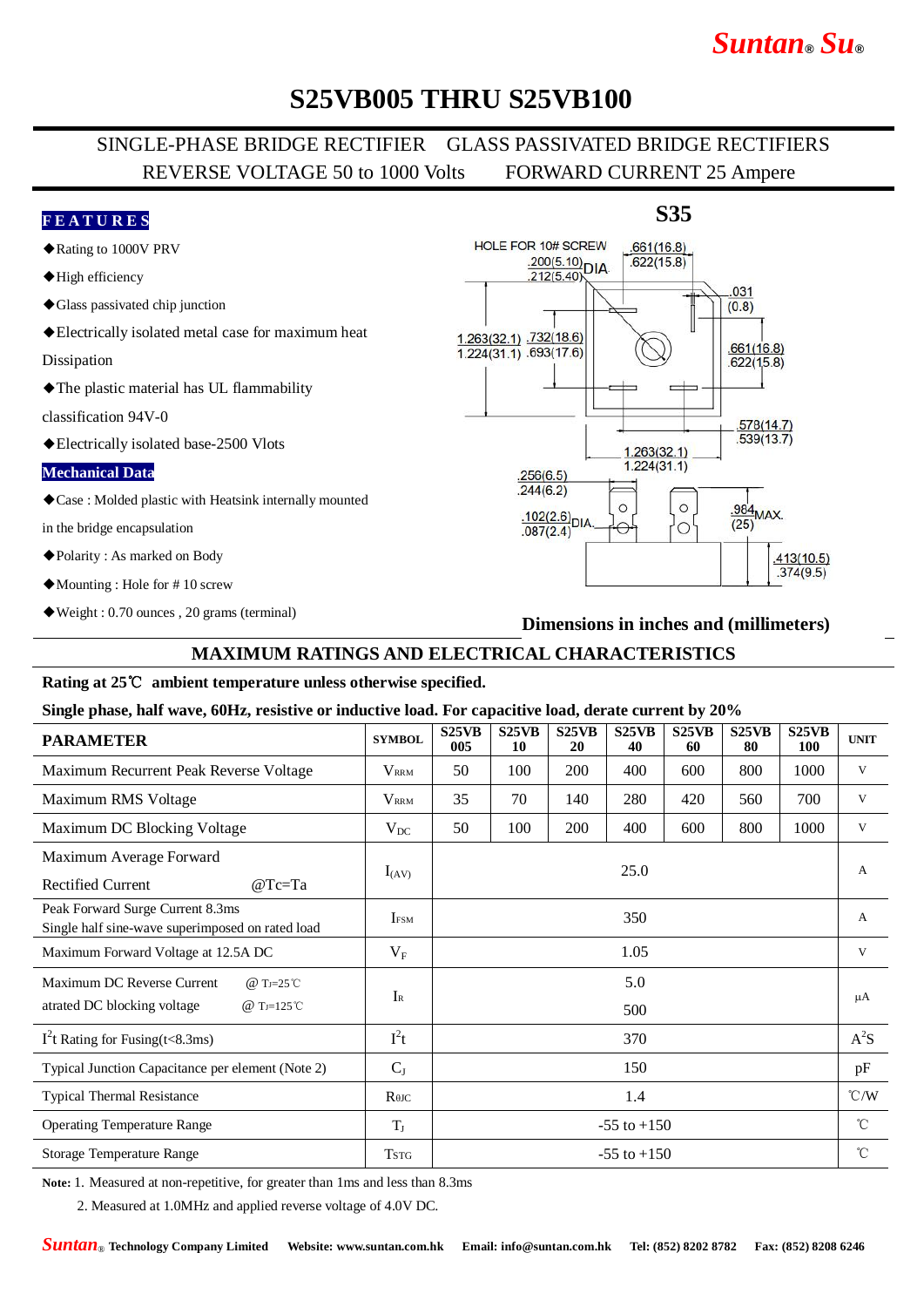Suntan® Su®

# S25VB005 THRU S25VB100

SINGLE-PHASE BRIDGE RECTIFIER GLASS PASSIVATED BRIDGE RECTIFIERS
REVERSE VOLTAGE 50 to 1000 Volts FORWARD CURRENT 25 Ampere

## FEATURES

- ◆Rating to 1000V PRV
- ◆High efficiency
- ◆Glass passivated chip junction
- ◆Electrically isolated metal case for maximum heat Dissipation
- ◆The plastic material has UL flammability classification 94V-0
- ◆Electrically isolated base-2500 Vlots

## Mechanical Data

- ◆Case : Molded plastic with Heatsink internally mounted in the bridge encapsulation
- ◆Polarity : As marked on Body
- ◆Mounting : Hole for # 10 screw
- ◆Weight : 0.70 ounces , 20 grams (terminal)

**S35**

HOLE FOR 10# SCREW .200(5.10) .212(5.40) DIA .661(16.8) .622(15.8) .031 (0.8) 1.263(32.1) 1.224(31.1) .732(18.6) .693(17.6) .661(16.8) .622(15.8) .578(14.7) .539(13.7) 1.263(32.1) 1.224(31.1) .256(6.5) .244(6.2) .102(2.6) .087(2.4) DIA. .984 (25) MAX. .413(10.5) .374(9.5)

**Dimensions in inches and (millimeters)**

## MAXIMUM RATINGS AND ELECTRICAL CHARACTERISTICS

**Rating at 25℃ ambient temperature unless otherwise specified.**

**Single phase, half wave, 60Hz, resistive or inductive load. For capacitive load, derate current by 20%**

| PARAMETER | SYMBOL | S25VB 005 | S25VB 10 | S25VB 20 | S25VB 40 | S25VB 60 | S25VB 80 | S25VB 100 | UNIT |
|---|---|---|---|---|---|---|---|---|---|
| Maximum Recurrent Peak Reverse Voltage | $V_{RRM}$ | 50 | 100 | 200 | 400 | 600 | 800 | 1000 | V |
| Maximum RMS Voltage | $V_{RRM}$ | 35 | 70 | 140 | 280 | 420 | 560 | 700 | V |
| Maximum DC Blocking Voltage | $V_{DC}$ | 50 | 100 | 200 | 400 | 600 | 800 | 1000 | V |
| Maximum Average Forward Rectified Current @Tc=Ta | $I_{(AV)}$ | 25.0 | | | | | | | A |
| Peak Forward Surge Current 8.3ms Single half sine-wave superimposed on rated load | $I_{FSM}$ | 350 | | | | | | | A |
| Maximum Forward Voltage at 12.5A DC | $V_F$ | 1.05 | | | | | | | V |
| Maximum DC Reverse Current @ $T_J$=25℃ / atrated DC blocking voltage @ $T_J$=125℃ | $I_R$ | 5.0 / 500 | | | | | | | μA |
| $I^2t$ Rating for Fusing(t<8.3ms) | $I^2t$ | 370 | | | | | | | $A^2S$ |
| Typical Junction Capacitance per element (Note 2) | $C_J$ | 150 | | | | | | | pF |
| Typical Thermal Resistance | $R_{θJC}$ | 1.4 | | | | | | | ℃/W |
| Operating Temperature Range | $T_J$ | -55 to +150 | | | | | | | ℃ |
| Storage Temperature Range | $T_{STG}$ | -55 to +150 | | | | | | | ℃ |

**Note:** 1. Measured at non-repetitive, for greater than 1ms and less than 8.3ms

2. Measured at 1.0MHz and applied reverse voltage of 4.0V DC.

Suntan® Technology Company Limited Website: www.suntan.com.hk Email: info@suntan.com.hk Tel: (852) 8202 8782 Fax: (852) 8208 6246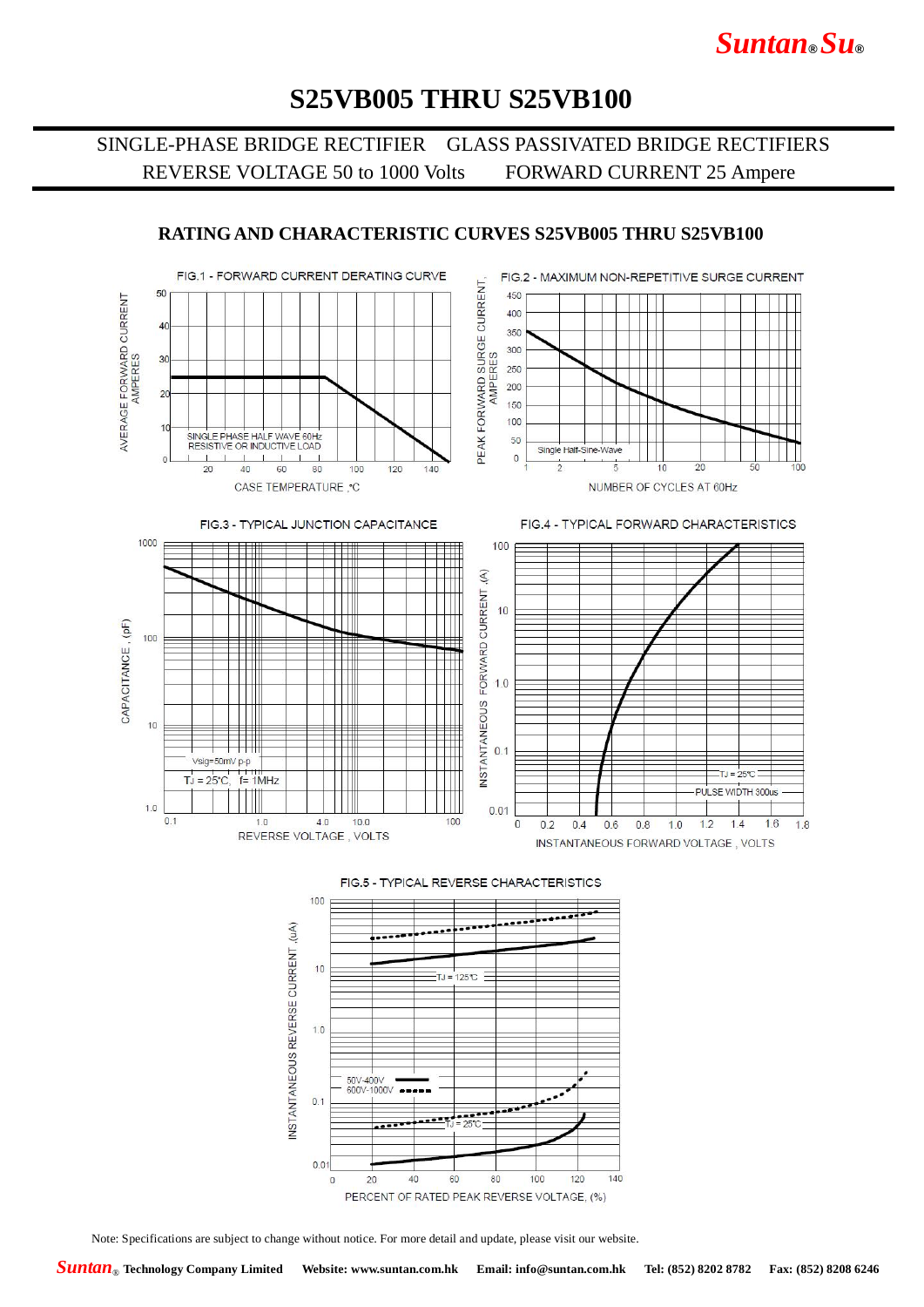# S25VB005 THRU S25VB100

SINGLE-PHASE BRIDGE RECTIFIER GLASS PASSIVATED BRIDGE RECTIFIERS

REVERSE VOLTAGE 50 to 1000 Volts FORWARD CURRENT 25 Ampere

## RATING AND CHARACTERISTIC CURVES S25VB005 THRU S25VB100

FIG.1 - FORWARD CURRENT DERATING CURVE

AVERAGE FORWARD CURRENT AMPERES

50
40
30
20
10
0

SINGLE PHASE HALF WAVE 60Hz
RESISTIVE OR INDUCTIVE LOAD

20 40 60 80 100 120 140

CASE TEMPERATURE ,℃

FIG.2 - MAXIMUM NON-REPETITIVE SURGE CURRENT

PEAK FORWARD SURGE CURRENT, AMPERES

450
400
350
300
250
200
150
100
50
0

Single Half-Sine-Wave

1 2 5 10 20 50 100

NUMBER OF CYCLES AT 60Hz

FIG.3 - TYPICAL JUNCTION CAPACITANCE

CAPACITANCE , (pF)

1000
100
10
1.0

Vsig=50mV p-p
TJ = 25℃, f= 1MHz

0.1 1.0 4.0 10.0 100

REVERSE VOLTAGE , VOLTS

FIG.4 - TYPICAL FORWARD CHARACTERISTICS

INSTANTANEOUS FORWARD CURRENT ,(A)

100
10
1.0
0.1
0.01

TJ = 25℃
PULSE WIDTH 300us

0 0.2 0.4 0.6 0.8 1.0 1.2 1.4 1.6 1.8

INSTANTANEOUS FORWARD VOLTAGE , VOLTS

FIG.5 - TYPICAL REVERSE CHARACTERISTICS

INSTANTANEOUS REVERSE CURRENT ,(uA)

100
10
1.0
0.1
0.01

TJ = 125℃

50V-400V
600V-1000V

TJ = 25℃

0 20 40 60 80 100 120 140

PERCENT OF RATED PEAK REVERSE VOLTAGE, (%)

Note: Specifications are subject to change without notice. For more detail and update, please visit our website.